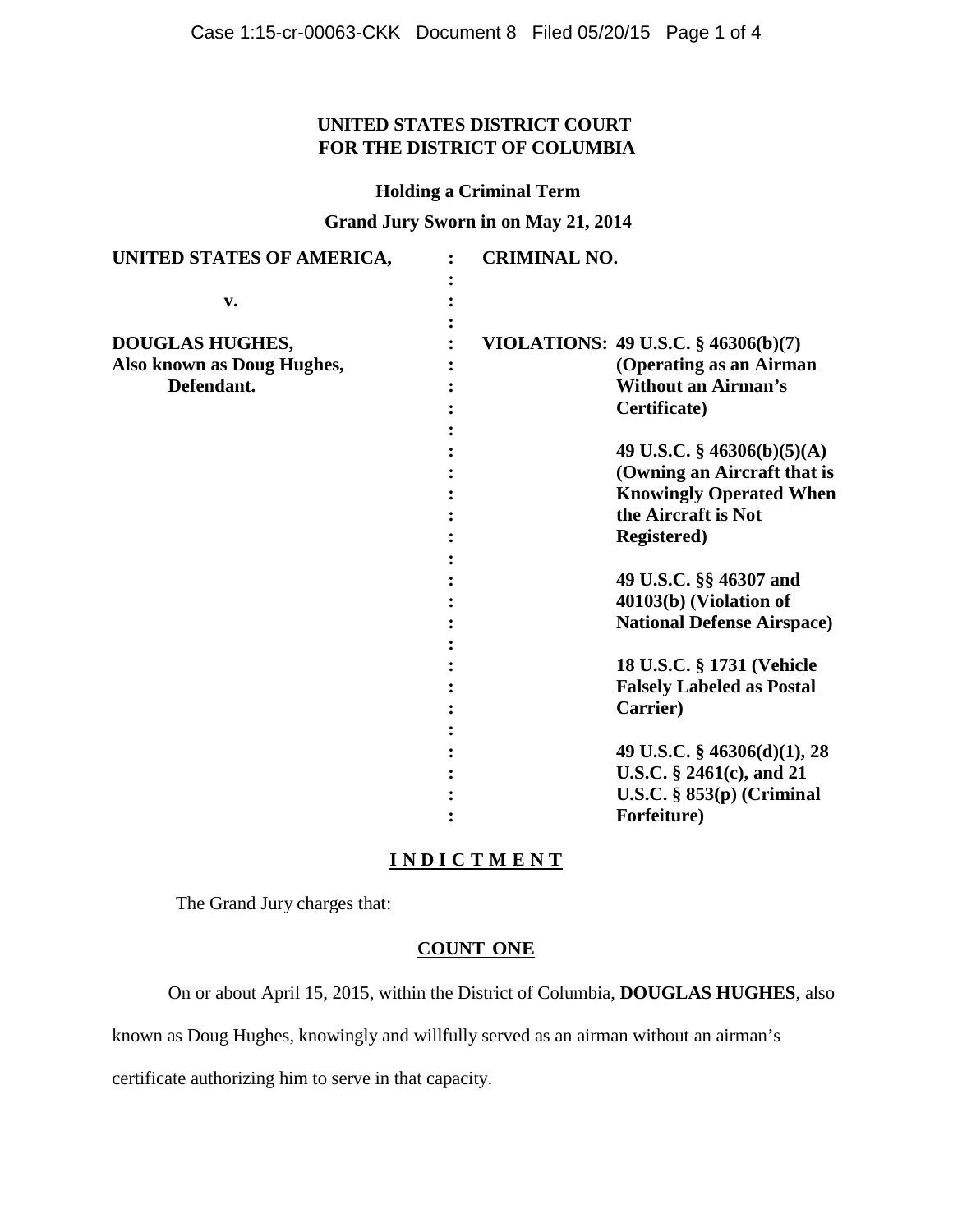**UNITED STATES DISTRICT COURT**
**FOR THE DISTRICT OF COLUMBIA**

**Holding a Criminal Term**

**Grand Jury Sworn in on May 21, 2014**

| | | |
|---|---|---|
| **UNITED STATES OF AMERICA,** | : | **CRIMINAL NO.** |
| **v.** | : | |
| **DOUGLAS HUGHES,** **Also known as Doug Hughes,** **Defendant.** | : | **VIOLATIONS: 49 U.S.C. § 46306(b)(7) (Operating as an Airman Without an Airman's Certificate)** |
| | : | **49 U.S.C. § 46306(b)(5)(A) (Owning an Aircraft that is Knowingly Operated When the Aircraft is Not Registered)** |
| | : | **49 U.S.C. §§ 46307 and 40103(b) (Violation of National Defense Airspace)** |
| | : | **18 U.S.C. § 1731 (Vehicle Falsely Labeled as Postal Carrier)** |
| | : | **49 U.S.C. § 46306(d)(1), 28 U.S.C. § 2461(c), and 21 U.S.C. § 853(p) (Criminal Forfeiture)** |

**I N D I C T M E N T**

The Grand Jury charges that:

**COUNT ONE**

On or about April 15, 2015, within the District of Columbia, **DOUGLAS HUGHES**, also known as Doug Hughes, knowingly and willfully served as an airman without an airman's certificate authorizing him to serve in that capacity.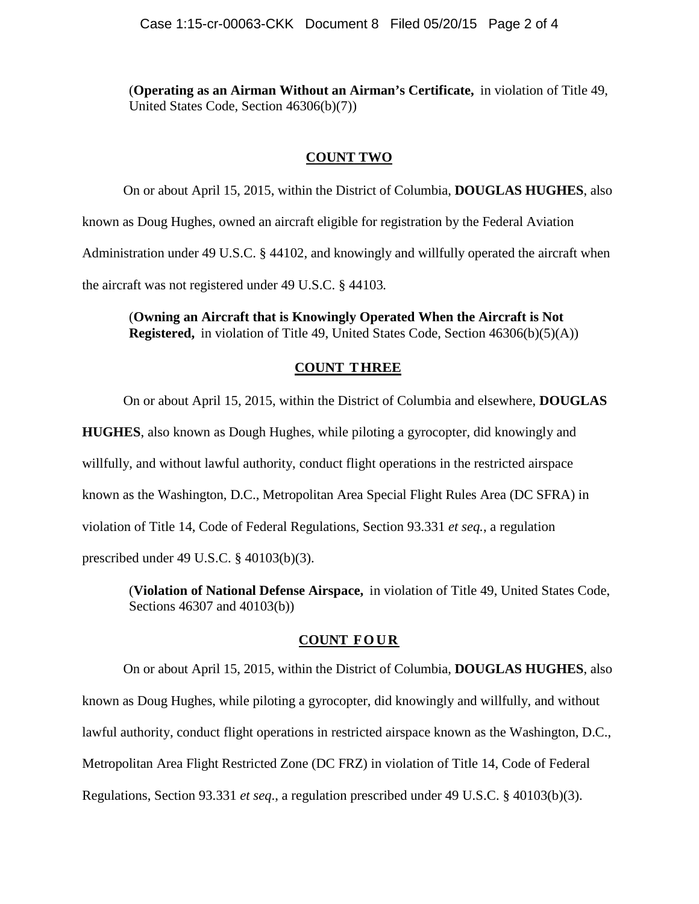(**Operating as an Airman Without an Airman's Certificate,** in violation of Title 49, United States Code, Section 46306(b)(7))

## COUNT TWO

On or about April 15, 2015, within the District of Columbia, **DOUGLAS HUGHES**, also known as Doug Hughes, owned an aircraft eligible for registration by the Federal Aviation Administration under 49 U.S.C. § 44102, and knowingly and willfully operated the aircraft when the aircraft was not registered under 49 U.S.C. § 44103.

(**Owning an Aircraft that is Knowingly Operated When the Aircraft is Not Registered,** in violation of Title 49, United States Code, Section 46306(b)(5)(A))

## COUNT THREE

On or about April 15, 2015, within the District of Columbia and elsewhere, **DOUGLAS HUGHES**, also known as Dough Hughes, while piloting a gyrocopter, did knowingly and willfully, and without lawful authority, conduct flight operations in the restricted airspace known as the Washington, D.C., Metropolitan Area Special Flight Rules Area (DC SFRA) in violation of Title 14, Code of Federal Regulations, Section 93.331 *et seq.*, a regulation prescribed under 49 U.S.C. § 40103(b)(3).

(**Violation of National Defense Airspace,** in violation of Title 49, United States Code, Sections 46307 and 40103(b))

## COUNT FOUR

On or about April 15, 2015, within the District of Columbia, **DOUGLAS HUGHES**, also known as Doug Hughes, while piloting a gyrocopter, did knowingly and willfully, and without lawful authority, conduct flight operations in restricted airspace known as the Washington, D.C., Metropolitan Area Flight Restricted Zone (DC FRZ) in violation of Title 14, Code of Federal Regulations, Section 93.331 *et seq*., a regulation prescribed under 49 U.S.C. § 40103(b)(3).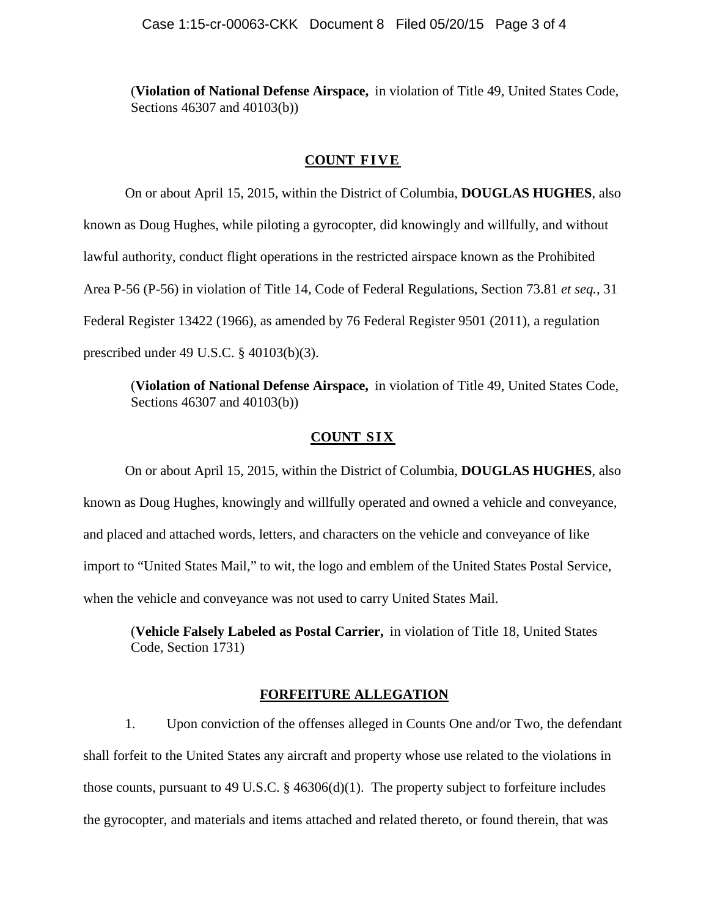(**Violation of National Defense Airspace,** in violation of Title 49, United States Code, Sections 46307 and 40103(b))

## COUNT FIVE

On or about April 15, 2015, within the District of Columbia, **DOUGLAS HUGHES**, also known as Doug Hughes, while piloting a gyrocopter, did knowingly and willfully, and without lawful authority, conduct flight operations in the restricted airspace known as the Prohibited Area P-56 (P-56) in violation of Title 14, Code of Federal Regulations, Section 73.81 *et seq.*, 31 Federal Register 13422 (1966), as amended by 76 Federal Register 9501 (2011), a regulation prescribed under 49 U.S.C. § 40103(b)(3).

(**Violation of National Defense Airspace,** in violation of Title 49, United States Code, Sections 46307 and 40103(b))

## COUNT SIX

On or about April 15, 2015, within the District of Columbia, **DOUGLAS HUGHES**, also known as Doug Hughes, knowingly and willfully operated and owned a vehicle and conveyance, and placed and attached words, letters, and characters on the vehicle and conveyance of like import to "United States Mail," to wit, the logo and emblem of the United States Postal Service, when the vehicle and conveyance was not used to carry United States Mail.

(**Vehicle Falsely Labeled as Postal Carrier,** in violation of Title 18, United States Code, Section 1731)

## FORFEITURE ALLEGATION

1. Upon conviction of the offenses alleged in Counts One and/or Two, the defendant shall forfeit to the United States any aircraft and property whose use related to the violations in those counts, pursuant to 49 U.S.C. § 46306(d)(1). The property subject to forfeiture includes the gyrocopter, and materials and items attached and related thereto, or found therein, that was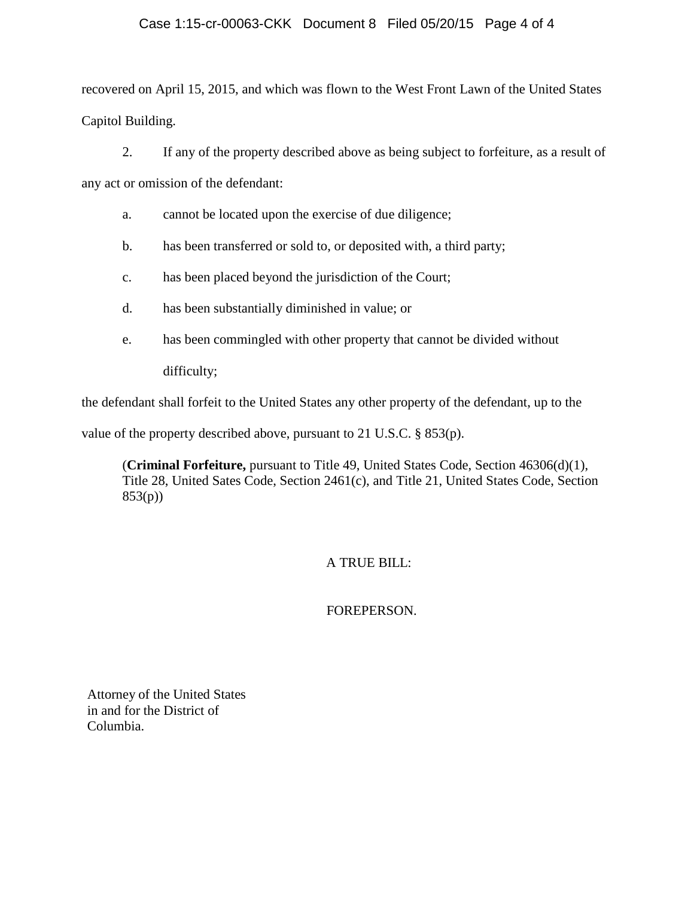recovered on April 15, 2015, and which was flown to the West Front Lawn of the United States Capitol Building.

2. If any of the property described above as being subject to forfeiture, as a result of any act or omission of the defendant:

a. cannot be located upon the exercise of due diligence;

b. has been transferred or sold to, or deposited with, a third party;

c. has been placed beyond the jurisdiction of the Court;

d. has been substantially diminished in value; or

e. has been commingled with other property that cannot be divided without difficulty;

the defendant shall forfeit to the United States any other property of the defendant, up to the value of the property described above, pursuant to 21 U.S.C. § 853(p).

> (**Criminal Forfeiture,** pursuant to Title 49, United States Code, Section 46306(d)(1), Title 28, United Sates Code, Section 2461(c), and Title 21, United States Code, Section 853(p))

A TRUE BILL:

FOREPERSON.

Attorney of the United States
in and for the District of
Columbia.